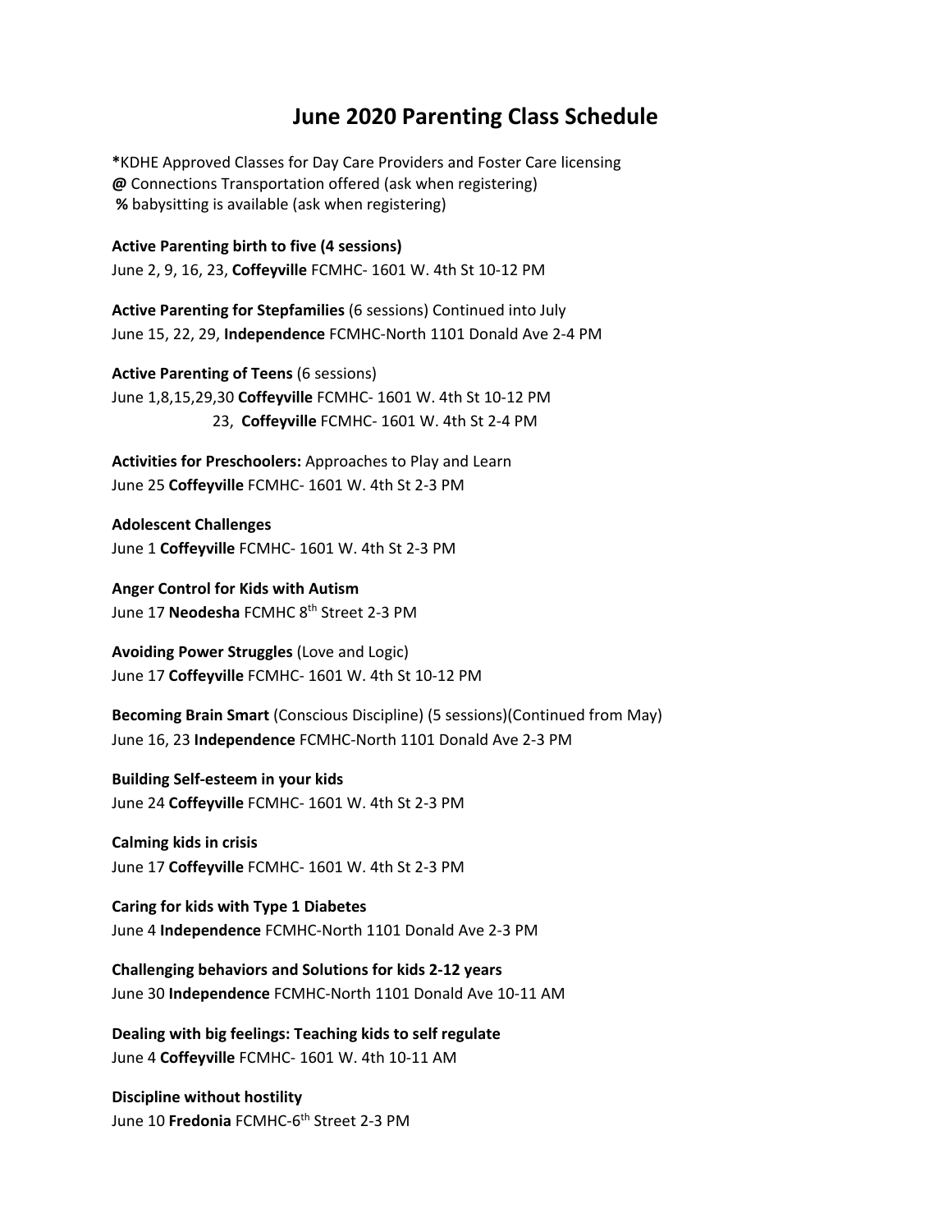# June 2020 Parenting Class Schedule

**\***KDHE Approved Classes for Day Care Providers and Foster Care licensing
**@** Connections Transportation offered (ask when registering)
**%** babysitting is available (ask when registering)

**Active Parenting birth to five (4 sessions)**
June 2, 9, 16, 23, **Coffeyville** FCMHC- 1601 W. 4th St 10-12 PM

**Active Parenting for Stepfamilies** (6 sessions) Continued into July
June 15, 22, 29, **Independence** FCMHC-North 1101 Donald Ave 2-4 PM

**Active Parenting of Teens** (6 sessions)
June 1,8,15,29,30 **Coffeyville** FCMHC- 1601 W. 4th St 10-12 PM
23, **Coffeyville** FCMHC- 1601 W. 4th St 2-4 PM

**Activities for Preschoolers:** Approaches to Play and Learn
June 25 **Coffeyville** FCMHC- 1601 W. 4th St 2-3 PM

**Adolescent Challenges**
June 1 **Coffeyville** FCMHC- 1601 W. 4th St 2-3 PM

**Anger Control for Kids with Autism**
June 17 **Neodesha** FCMHC 8th Street 2-3 PM

**Avoiding Power Struggles** (Love and Logic)
June 17 **Coffeyville** FCMHC- 1601 W. 4th St 10-12 PM

**Becoming Brain Smart** (Conscious Discipline) (5 sessions)(Continued from May)
June 16, 23 **Independence** FCMHC-North 1101 Donald Ave 2-3 PM

**Building Self-esteem in your kids**
June 24 **Coffeyville** FCMHC- 1601 W. 4th St 2-3 PM

**Calming kids in crisis**
June 17 **Coffeyville** FCMHC- 1601 W. 4th St 2-3 PM

**Caring for kids with Type 1 Diabetes**
June 4 **Independence** FCMHC-North 1101 Donald Ave 2-3 PM

**Challenging behaviors and Solutions for kids 2-12 years**
June 30 **Independence** FCMHC-North 1101 Donald Ave 10-11 AM

**Dealing with big feelings: Teaching kids to self regulate**
June 4 **Coffeyville** FCMHC- 1601 W. 4th 10-11 AM

**Discipline without hostility**
June 10 **Fredonia** FCMHC-6th Street 2-3 PM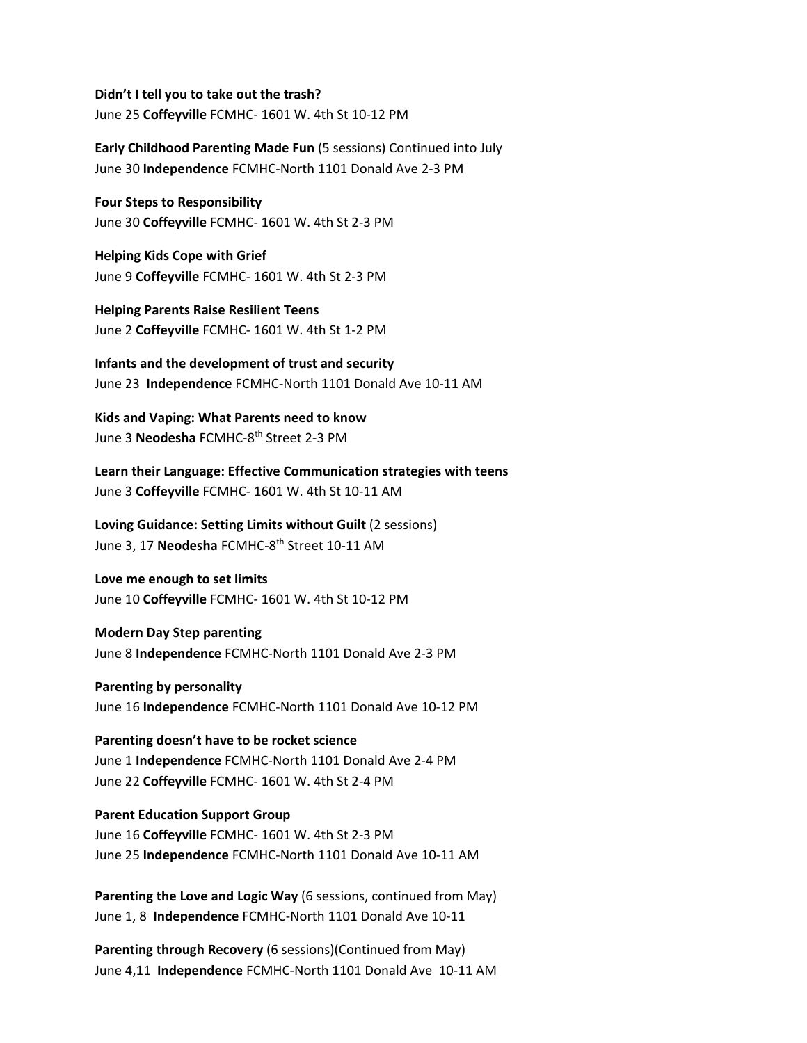**Didn't I tell you to take out the trash?**
June 25 **Coffeyville** FCMHC- 1601 W. 4th St 10-12 PM

**Early Childhood Parenting Made Fun** (5 sessions) Continued into July
June 30 **Independence** FCMHC-North 1101 Donald Ave 2-3 PM

**Four Steps to Responsibility**
June 30 **Coffeyville** FCMHC- 1601 W. 4th St 2-3 PM

**Helping Kids Cope with Grief**
June 9 **Coffeyville** FCMHC- 1601 W. 4th St 2-3 PM

**Helping Parents Raise Resilient Teens**
June 2 **Coffeyville** FCMHC- 1601 W. 4th St 1-2 PM

**Infants and the development of trust and security**
June 23 **Independence** FCMHC-North 1101 Donald Ave 10-11 AM

**Kids and Vaping: What Parents need to know**
June 3 **Neodesha** FCMHC-8th Street 2-3 PM

**Learn their Language: Effective Communication strategies with teens**
June 3 **Coffeyville** FCMHC- 1601 W. 4th St 10-11 AM

**Loving Guidance: Setting Limits without Guilt** (2 sessions)
June 3, 17 **Neodesha** FCMHC-8th Street 10-11 AM

**Love me enough to set limits**
June 10 **Coffeyville** FCMHC- 1601 W. 4th St 10-12 PM

**Modern Day Step parenting**
June 8 **Independence** FCMHC-North 1101 Donald Ave 2-3 PM

**Parenting by personality**
June 16 **Independence** FCMHC-North 1101 Donald Ave 10-12 PM

**Parenting doesn't have to be rocket science**
June 1 **Independence** FCMHC-North 1101 Donald Ave 2-4 PM
June 22 **Coffeyville** FCMHC- 1601 W. 4th St 2-4 PM

**Parent Education Support Group**
June 16 **Coffeyville** FCMHC- 1601 W. 4th St 2-3 PM
June 25 **Independence** FCMHC-North 1101 Donald Ave 10-11 AM

**Parenting the Love and Logic Way** (6 sessions, continued from May)
June 1, 8 **Independence** FCMHC-North 1101 Donald Ave 10-11

**Parenting through Recovery** (6 sessions)(Continued from May)
June 4,11 **Independence** FCMHC-North 1101 Donald Ave 10-11 AM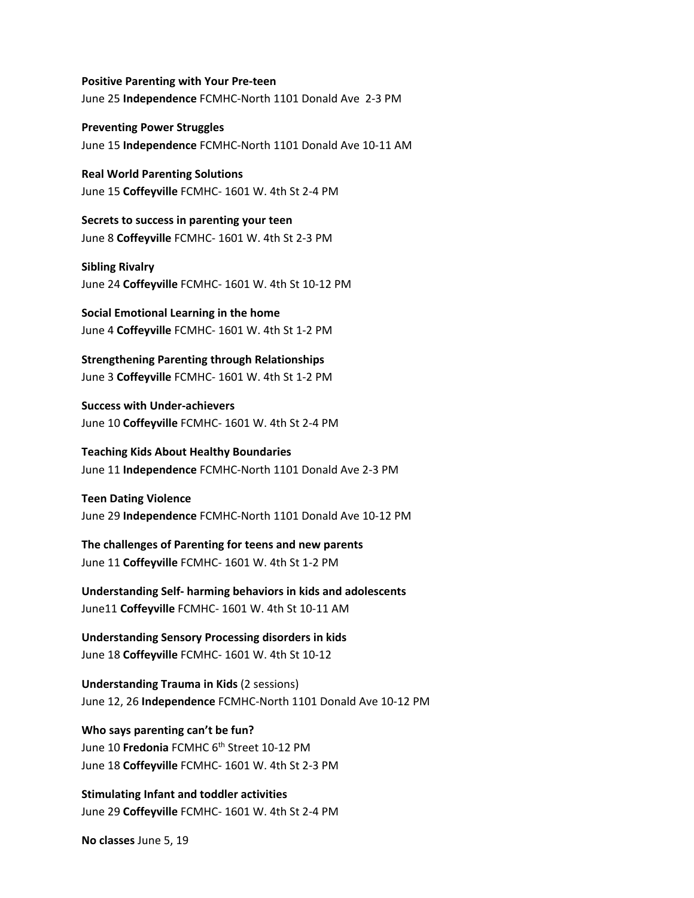**Positive Parenting with Your Pre-teen**
June 25 **Independence** FCMHC-North 1101 Donald Ave 2-3 PM

**Preventing Power Struggles**
June 15 **Independence** FCMHC-North 1101 Donald Ave 10-11 AM

**Real World Parenting Solutions**
June 15 **Coffeyville** FCMHC- 1601 W. 4th St 2-4 PM

**Secrets to success in parenting your teen**
June 8 **Coffeyville** FCMHC- 1601 W. 4th St 2-3 PM

**Sibling Rivalry**
June 24 **Coffeyville** FCMHC- 1601 W. 4th St 10-12 PM

**Social Emotional Learning in the home**
June 4 **Coffeyville** FCMHC- 1601 W. 4th St 1-2 PM

**Strengthening Parenting through Relationships**
June 3 **Coffeyville** FCMHC- 1601 W. 4th St 1-2 PM

**Success with Under-achievers**
June 10 **Coffeyville** FCMHC- 1601 W. 4th St 2-4 PM

**Teaching Kids About Healthy Boundaries**
June 11 **Independence** FCMHC-North 1101 Donald Ave 2-3 PM

**Teen Dating Violence**
June 29 **Independence** FCMHC-North 1101 Donald Ave 10-12 PM

**The challenges of Parenting for teens and new parents**
June 11 **Coffeyville** FCMHC- 1601 W. 4th St 1-2 PM

**Understanding Self- harming behaviors in kids and adolescents**
June11 **Coffeyville** FCMHC- 1601 W. 4th St 10-11 AM

**Understanding Sensory Processing disorders in kids**
June 18 **Coffeyville** FCMHC- 1601 W. 4th St 10-12

**Understanding Trauma in Kids** (2 sessions)
June 12, 26 **Independence** FCMHC-North 1101 Donald Ave 10-12 PM

**Who says parenting can't be fun?**
June 10 **Fredonia** FCMHC 6th Street 10-12 PM
June 18 **Coffeyville** FCMHC- 1601 W. 4th St 2-3 PM

**Stimulating Infant and toddler activities**
June 29 **Coffeyville** FCMHC- 1601 W. 4th St 2-4 PM

**No classes** June 5, 19